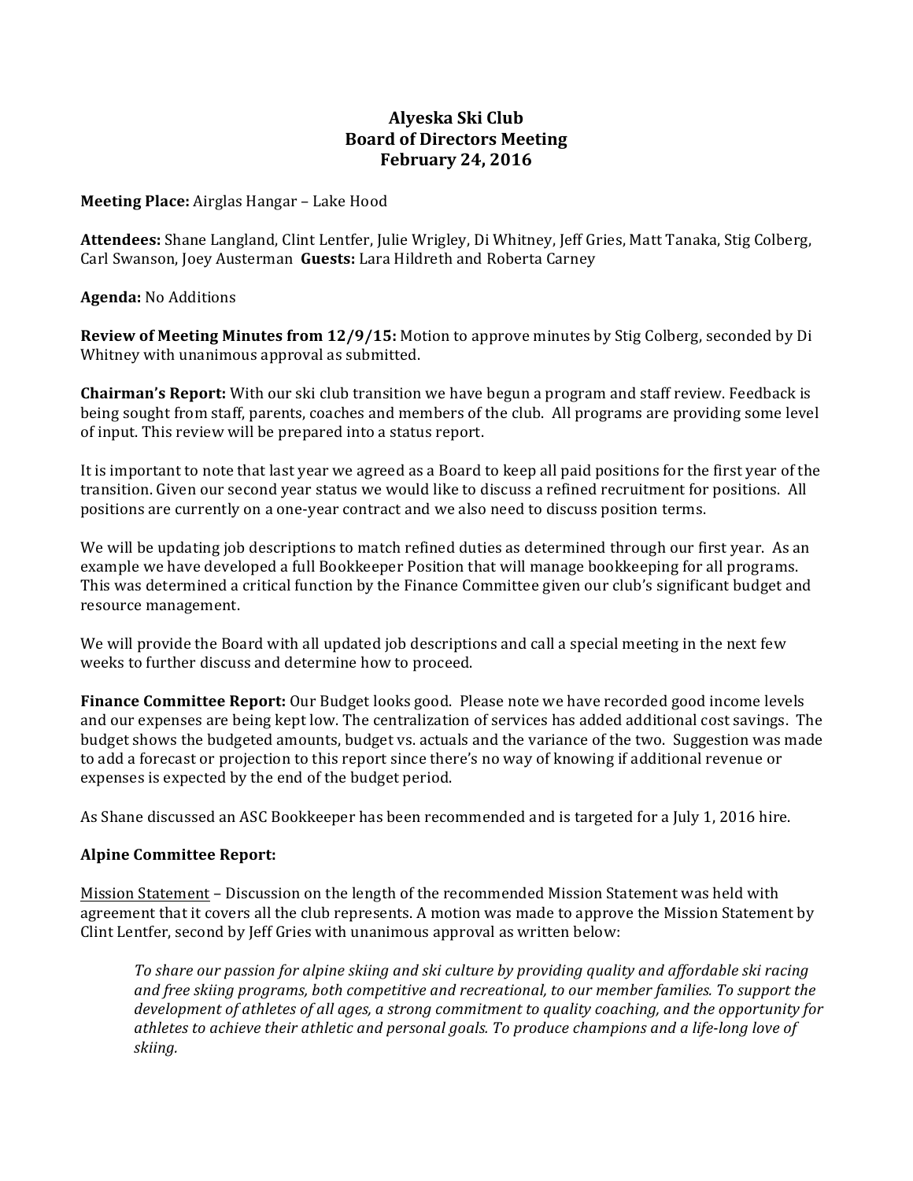# Alyeska Ski Club
## Board of Directors Meeting
### February 24, 2016

**Meeting Place:** Airglas Hangar – Lake Hood

**Attendees:** Shane Langland, Clint Lentfer, Julie Wrigley, Di Whitney, Jeff Gries, Matt Tanaka, Stig Colberg, Carl Swanson, Joey Austerman **Guests:** Lara Hildreth and Roberta Carney

**Agenda:** No Additions

**Review of Meeting Minutes from 12/9/15:** Motion to approve minutes by Stig Colberg, seconded by Di Whitney with unanimous approval as submitted.

**Chairman's Report:** With our ski club transition we have begun a program and staff review. Feedback is being sought from staff, parents, coaches and members of the club. All programs are providing some level of input. This review will be prepared into a status report.

It is important to note that last year we agreed as a Board to keep all paid positions for the first year of the transition. Given our second year status we would like to discuss a refined recruitment for positions. All positions are currently on a one-year contract and we also need to discuss position terms.

We will be updating job descriptions to match refined duties as determined through our first year. As an example we have developed a full Bookkeeper Position that will manage bookkeeping for all programs. This was determined a critical function by the Finance Committee given our club's significant budget and resource management.

We will provide the Board with all updated job descriptions and call a special meeting in the next few weeks to further discuss and determine how to proceed.

**Finance Committee Report:** Our Budget looks good. Please note we have recorded good income levels and our expenses are being kept low. The centralization of services has added additional cost savings. The budget shows the budgeted amounts, budget vs. actuals and the variance of the two. Suggestion was made to add a forecast or projection to this report since there's no way of knowing if additional revenue or expenses is expected by the end of the budget period.

As Shane discussed an ASC Bookkeeper has been recommended and is targeted for a July 1, 2016 hire.

**Alpine Committee Report:**

Mission Statement – Discussion on the length of the recommended Mission Statement was held with agreement that it covers all the club represents. A motion was made to approve the Mission Statement by Clint Lentfer, second by Jeff Gries with unanimous approval as written below:

> *To share our passion for alpine skiing and ski culture by providing quality and affordable ski racing and free skiing programs, both competitive and recreational, to our member families. To support the development of athletes of all ages, a strong commitment to quality coaching, and the opportunity for athletes to achieve their athletic and personal goals. To produce champions and a life-long love of skiing.*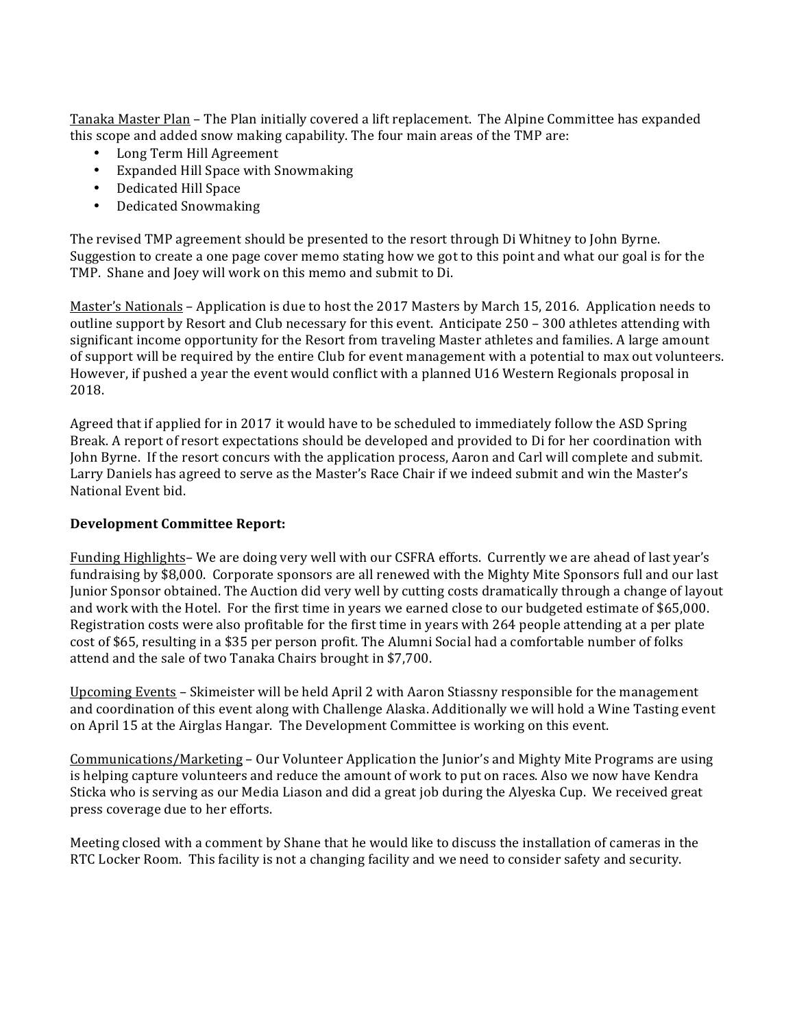Tanaka Master Plan – The Plan initially covered a lift replacement. The Alpine Committee has expanded this scope and added snow making capability. The four main areas of the TMP are:

- Long Term Hill Agreement
- Expanded Hill Space with Snowmaking
- Dedicated Hill Space
- Dedicated Snowmaking

The revised TMP agreement should be presented to the resort through Di Whitney to John Byrne. Suggestion to create a one page cover memo stating how we got to this point and what our goal is for the TMP. Shane and Joey will work on this memo and submit to Di.

Master's Nationals – Application is due to host the 2017 Masters by March 15, 2016. Application needs to outline support by Resort and Club necessary for this event. Anticipate 250 – 300 athletes attending with significant income opportunity for the Resort from traveling Master athletes and families. A large amount of support will be required by the entire Club for event management with a potential to max out volunteers. However, if pushed a year the event would conflict with a planned U16 Western Regionals proposal in 2018.

Agreed that if applied for in 2017 it would have to be scheduled to immediately follow the ASD Spring Break. A report of resort expectations should be developed and provided to Di for her coordination with John Byrne. If the resort concurs with the application process, Aaron and Carl will complete and submit. Larry Daniels has agreed to serve as the Master's Race Chair if we indeed submit and win the Master's National Event bid.

**Development Committee Report:**

Funding Highlights– We are doing very well with our CSFRA efforts. Currently we are ahead of last year's fundraising by $8,000. Corporate sponsors are all renewed with the Mighty Mite Sponsors full and our last Junior Sponsor obtained. The Auction did very well by cutting costs dramatically through a change of layout and work with the Hotel. For the first time in years we earned close to our budgeted estimate of $65,000. Registration costs were also profitable for the first time in years with 264 people attending at a per plate cost of $65, resulting in a $35 per person profit. The Alumni Social had a comfortable number of folks attend and the sale of two Tanaka Chairs brought in $7,700.

Upcoming Events – Skimeister will be held April 2 with Aaron Stiassny responsible for the management and coordination of this event along with Challenge Alaska. Additionally we will hold a Wine Tasting event on April 15 at the Airglas Hangar. The Development Committee is working on this event.

Communications/Marketing – Our Volunteer Application the Junior's and Mighty Mite Programs are using is helping capture volunteers and reduce the amount of work to put on races. Also we now have Kendra Sticka who is serving as our Media Liason and did a great job during the Alyeska Cup. We received great press coverage due to her efforts.

Meeting closed with a comment by Shane that he would like to discuss the installation of cameras in the RTC Locker Room. This facility is not a changing facility and we need to consider safety and security.